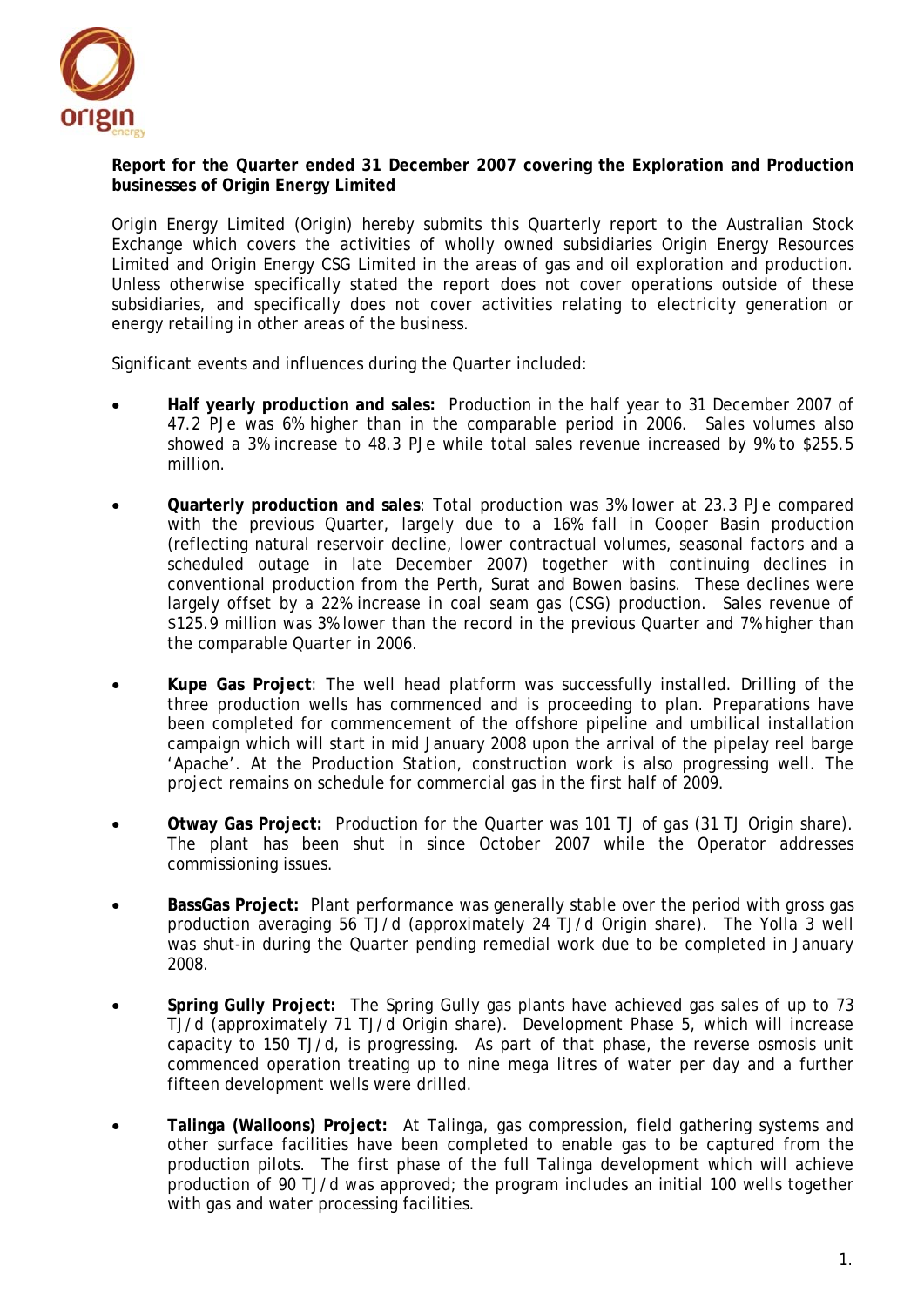**Report for the Quarter ended 31 December 2007 covering the Exploration and Production businesses of Origin Energy Limited**

Origin Energy Limited (Origin) hereby submits this Quarterly report to the Australian Stock Exchange which covers the activities of wholly owned subsidiaries Origin Energy Resources Limited and Origin Energy CSG Limited in the areas of gas and oil exploration and production. Unless otherwise specifically stated the report does not cover operations outside of these subsidiaries, and specifically does not cover activities relating to electricity generation or energy retailing in other areas of the business.

Significant events and influences during the Quarter included:

- **Half yearly production and sales:** Production in the half year to 31 December 2007 of 47.2 PJe was 6% higher than in the comparable period in 2006. Sales volumes also showed a 3% increase to 48.3 PJe while total sales revenue increased by 9% to $255.5 million.

- **Quarterly production and sales**: Total production was 3% lower at 23.3 PJe compared with the previous Quarter, largely due to a 16% fall in Cooper Basin production (reflecting natural reservoir decline, lower contractual volumes, seasonal factors and a scheduled outage in late December 2007) together with continuing declines in conventional production from the Perth, Surat and Bowen basins. These declines were largely offset by a 22% increase in coal seam gas (CSG) production. Sales revenue of $125.9 million was 3% lower than the record in the previous Quarter and 7% higher than the comparable Quarter in 2006.

- **Kupe Gas Project**: The well head platform was successfully installed. Drilling of the three production wells has commenced and is proceeding to plan. Preparations have been completed for commencement of the offshore pipeline and umbilical installation campaign which will start in mid January 2008 upon the arrival of the pipelay reel barge 'Apache'. At the Production Station, construction work is also progressing well. The project remains on schedule for commercial gas in the first half of 2009.

- **Otway Gas Project:** Production for the Quarter was 101 TJ of gas (31 TJ Origin share). The plant has been shut in since October 2007 while the Operator addresses commissioning issues.

- **BassGas Project:** Plant performance was generally stable over the period with gross gas production averaging 56 TJ/d (approximately 24 TJ/d Origin share). The Yolla 3 well was shut-in during the Quarter pending remedial work due to be completed in January 2008.

- **Spring Gully Project:** The Spring Gully gas plants have achieved gas sales of up to 73 TJ/d (approximately 71 TJ/d Origin share). Development Phase 5, which will increase capacity to 150 TJ/d, is progressing. As part of that phase, the reverse osmosis unit commenced operation treating up to nine mega litres of water per day and a further fifteen development wells were drilled.

- **Talinga (Walloons) Project:** At Talinga, gas compression, field gathering systems and other surface facilities have been completed to enable gas to be captured from the production pilots. The first phase of the full Talinga development which will achieve production of 90 TJ/d was approved; the program includes an initial 100 wells together with gas and water processing facilities.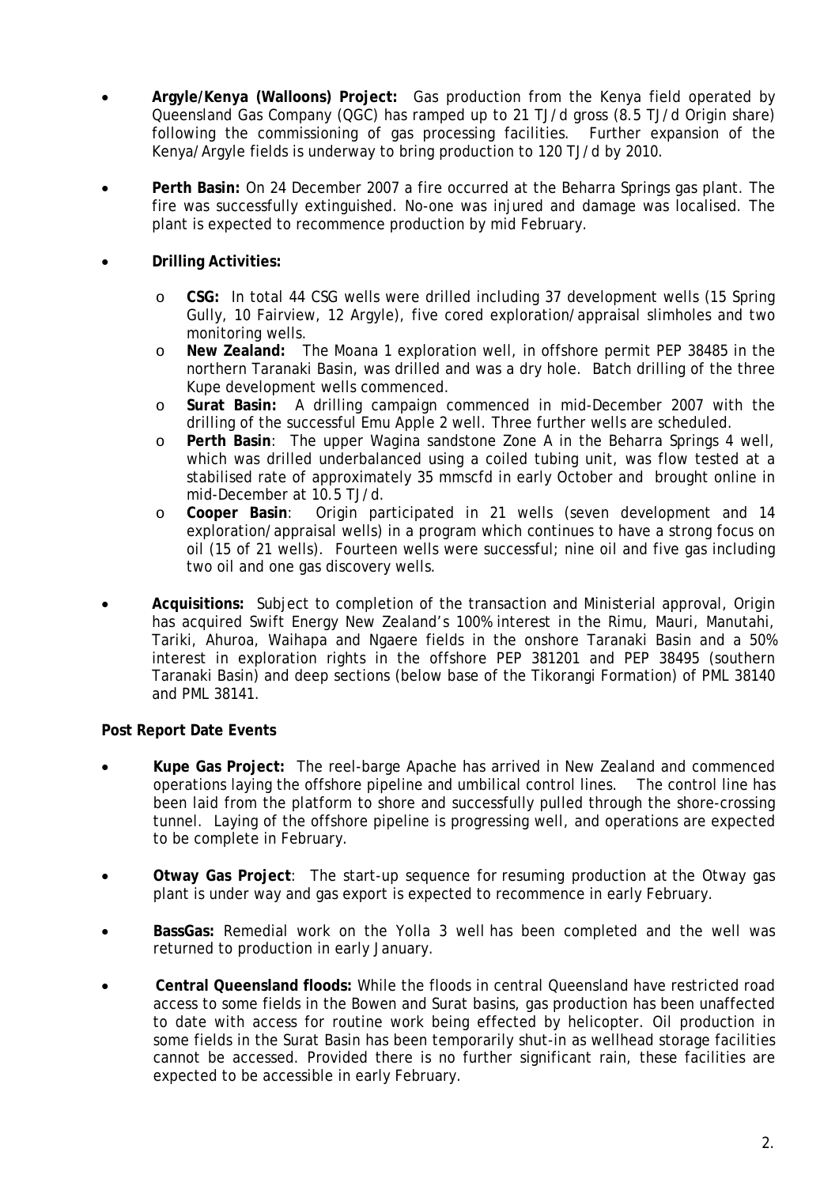- **Argyle/Kenya (Walloons) Project:** Gas production from the Kenya field operated by Queensland Gas Company (QGC) has ramped up to 21 TJ/d gross (8.5 TJ/d Origin share) following the commissioning of gas processing facilities. Further expansion of the Kenya/Argyle fields is underway to bring production to 120 TJ/d by 2010.

- **Perth Basin:** On 24 December 2007 a fire occurred at the Beharra Springs gas plant. The fire was successfully extinguished. No-one was injured and damage was localised. The plant is expected to recommence production by mid February.

- **Drilling Activities:**

  - **CSG:** In total 44 CSG wells were drilled including 37 development wells (15 Spring Gully, 10 Fairview, 12 Argyle), five cored exploration/appraisal slimholes and two monitoring wells.
  - **New Zealand:** The Moana 1 exploration well, in offshore permit PEP 38485 in the northern Taranaki Basin, was drilled and was a dry hole. Batch drilling of the three Kupe development wells commenced.
  - **Surat Basin:** A drilling campaign commenced in mid-December 2007 with the drilling of the successful Emu Apple 2 well. Three further wells are scheduled.
  - **Perth Basin**: The upper Wagina sandstone Zone A in the Beharra Springs 4 well, which was drilled underbalanced using a coiled tubing unit, was flow tested at a stabilised rate of approximately 35 mmscfd in early October and brought online in mid-December at 10.5 TJ/d.
  - **Cooper Basin**: Origin participated in 21 wells (seven development and 14 exploration/appraisal wells) in a program which continues to have a strong focus on oil (15 of 21 wells). Fourteen wells were successful; nine oil and five gas including two oil and one gas discovery wells.

- **Acquisitions:** Subject to completion of the transaction and Ministerial approval, Origin has acquired Swift Energy New Zealand's 100% interest in the Rimu, Mauri, Manutahi, Tariki, Ahuroa, Waihapa and Ngaere fields in the onshore Taranaki Basin and a 50% interest in exploration rights in the offshore PEP 381201 and PEP 38495 (southern Taranaki Basin) and deep sections (below base of the Tikorangi Formation) of PML 38140 and PML 38141.

**Post Report Date Events**

- **Kupe Gas Project:** The reel-barge Apache has arrived in New Zealand and commenced operations laying the offshore pipeline and umbilical control lines. The control line has been laid from the platform to shore and successfully pulled through the shore-crossing tunnel. Laying of the offshore pipeline is progressing well, and operations are expected to be complete in February.

- **Otway Gas Project**: The start-up sequence for resuming production at the Otway gas plant is under way and gas export is expected to recommence in early February.

- **BassGas:** Remedial work on the Yolla 3 well has been completed and the well was returned to production in early January.

- **Central Queensland floods:** While the floods in central Queensland have restricted road access to some fields in the Bowen and Surat basins, gas production has been unaffected to date with access for routine work being effected by helicopter. Oil production in some fields in the Surat Basin has been temporarily shut-in as wellhead storage facilities cannot be accessed. Provided there is no further significant rain, these facilities are expected to be accessible in early February.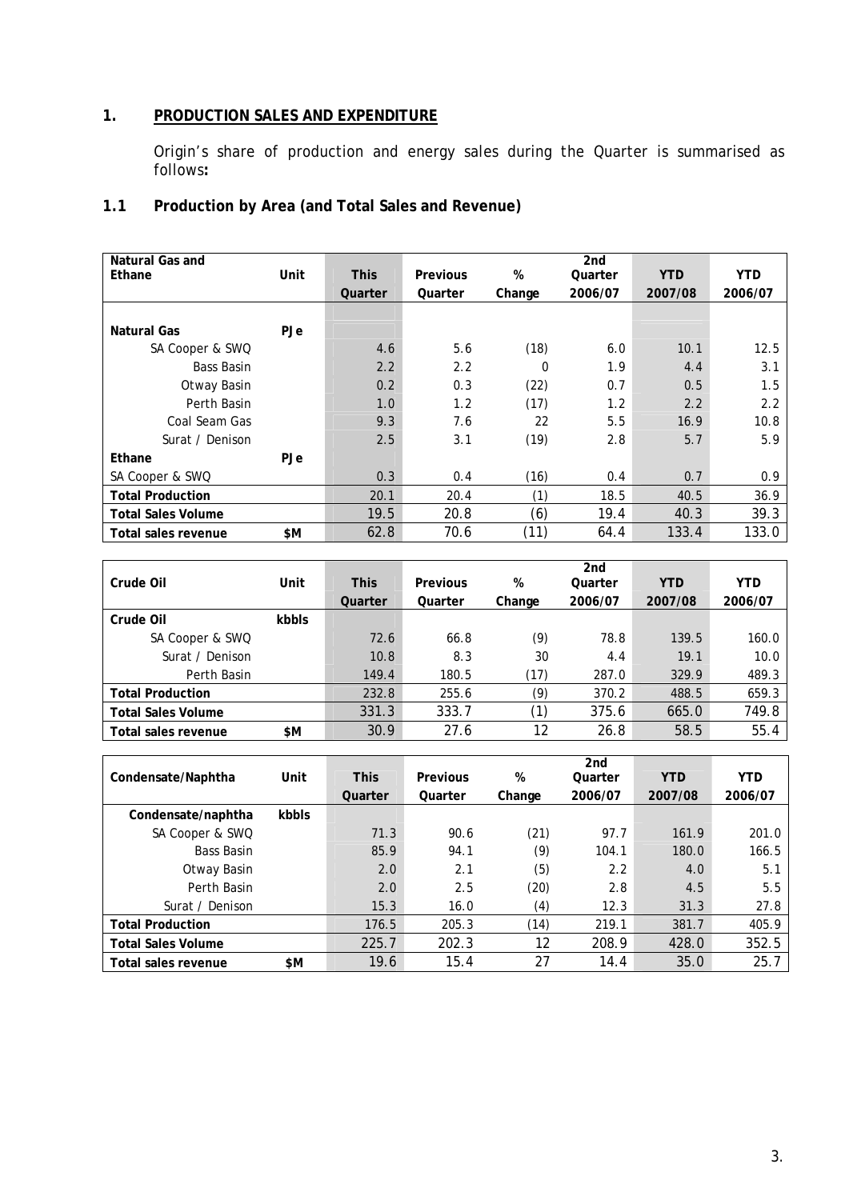## 1. PRODUCTION SALES AND EXPENDITURE

Origin's share of production and energy sales during the Quarter is summarised as follows**:**

### 1.1 Production by Area (and Total Sales and Revenue)

| Natural Gas and Ethane | Unit | This Quarter | Previous Quarter | % Change | 2nd Quarter 2006/07 | YTD 2007/08 | YTD 2006/07 |
|---|---|---|---|---|---|---|---|
| **Natural Gas** | **PJe** | | | | | | |
| SA Cooper & SWQ | | 4.6 | 5.6 | (18) | 6.0 | 10.1 | 12.5 |
| Bass Basin | | 2.2 | 2.2 | 0 | 1.9 | 4.4 | 3.1 |
| Otway Basin | | 0.2 | 0.3 | (22) | 0.7 | 0.5 | 1.5 |
| Perth Basin | | 1.0 | 1.2 | (17) | 1.2 | 2.2 | 2.2 |
| Coal Seam Gas | | 9.3 | 7.6 | 22 | 5.5 | 16.9 | 10.8 |
| Surat / Denison | | 2.5 | 3.1 | (19) | 2.8 | 5.7 | 5.9 |
| **Ethane** | **PJe** | | | | | | |
| SA Cooper & SWQ | | 0.3 | 0.4 | (16) | 0.4 | 0.7 | 0.9 |
| **Total Production** | | 20.1 | 20.4 | (1) | 18.5 | 40.5 | 36.9 |
| **Total Sales Volume** | | 19.5 | 20.8 | (6) | 19.4 | 40.3 | 39.3 |
| **Total sales revenue** | **$M** | 62.8 | 70.6 | (11) | 64.4 | 133.4 | 133.0 |

| Crude Oil | Unit | This Quarter | Previous Quarter | % Change | 2nd Quarter 2006/07 | YTD 2007/08 | YTD 2006/07 |
|---|---|---|---|---|---|---|---|
| **Crude Oil** | **kbbls** | | | | | | |
| SA Cooper & SWQ | | 72.6 | 66.8 | (9) | 78.8 | 139.5 | 160.0 |
| Surat / Denison | | 10.8 | 8.3 | 30 | 4.4 | 19.1 | 10.0 |
| Perth Basin | | 149.4 | 180.5 | (17) | 287.0 | 329.9 | 489.3 |
| **Total Production** | | 232.8 | 255.6 | (9) | 370.2 | 488.5 | 659.3 |
| **Total Sales Volume** | | 331.3 | 333.7 | (1) | 375.6 | 665.0 | 749.8 |
| **Total sales revenue** | **$M** | 30.9 | 27.6 | 12 | 26.8 | 58.5 | 55.4 |

| Condensate/Naphtha | Unit | This Quarter | Previous Quarter | % Change | 2nd Quarter 2006/07 | YTD 2007/08 | YTD 2006/07 |
|---|---|---|---|---|---|---|---|
| **Condensate/naphtha** | **kbbls** | | | | | | |
| SA Cooper & SWQ | | 71.3 | 90.6 | (21) | 97.7 | 161.9 | 201.0 |
| Bass Basin | | 85.9 | 94.1 | (9) | 104.1 | 180.0 | 166.5 |
| Otway Basin | | 2.0 | 2.1 | (5) | 2.2 | 4.0 | 5.1 |
| Perth Basin | | 2.0 | 2.5 | (20) | 2.8 | 4.5 | 5.5 |
| Surat / Denison | | 15.3 | 16.0 | (4) | 12.3 | 31.3 | 27.8 |
| **Total Production** | | 176.5 | 205.3 | (14) | 219.1 | 381.7 | 405.9 |
| **Total Sales Volume** | | 225.7 | 202.3 | 12 | 208.9 | 428.0 | 352.5 |
| **Total sales revenue** | **$M** | 19.6 | 15.4 | 27 | 14.4 | 35.0 | 25.7 |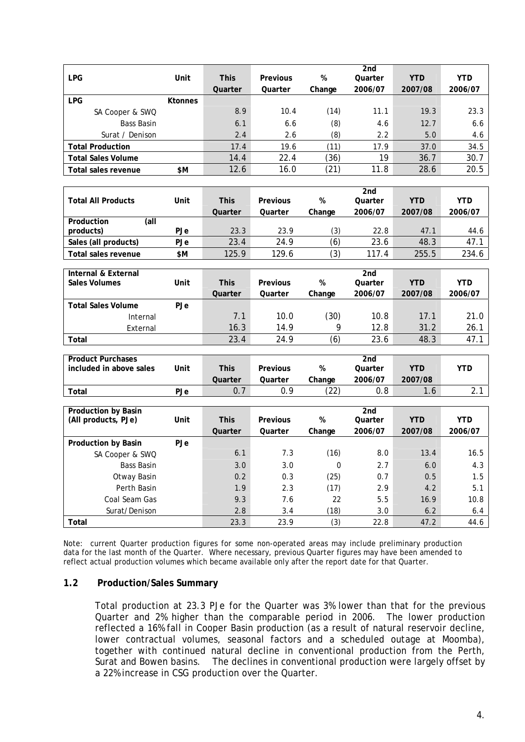| LPG | Unit | This Quarter | Previous Quarter | % Change | 2nd Quarter 2006/07 | YTD 2007/08 | YTD 2006/07 |
|---|---|---|---|---|---|---|---|
| **LPG** | **Ktonnes** | | | | | | |
| SA Cooper & SWQ | | 8.9 | 10.4 | (14) | 11.1 | 19.3 | 23.3 |
| Bass Basin | | 6.1 | 6.6 | (8) | 4.6 | 12.7 | 6.6 |
| Surat / Denison | | 2.4 | 2.6 | (8) | 2.2 | 5.0 | 4.6 |
| **Total Production** | | 17.4 | 19.6 | (11) | 17.9 | 37.0 | 34.5 |
| **Total Sales Volume** | | 14.4 | 22.4 | (36) | 19 | 36.7 | 30.7 |
| **Total sales revenue** | **$M** | 12.6 | 16.0 | (21) | 11.8 | 28.6 | 20.5 |

| Total All Products | Unit | This Quarter | Previous Quarter | % Change | 2nd Quarter 2006/07 | YTD 2007/08 | YTD 2006/07 |
|---|---|---|---|---|---|---|---|
| **Production (all products)** | **PJe** | 23.3 | 23.9 | (3) | 22.8 | 47.1 | 44.6 |
| **Sales (all products)** | **PJe** | 23.4 | 24.9 | (6) | 23.6 | 48.3 | 47.1 |
| **Total sales revenue** | **$M** | 125.9 | 129.6 | (3) | 117.4 | 255.5 | 234.6 |

| Internal & External Sales Volumes | Unit | This Quarter | Previous Quarter | % Change | 2nd Quarter 2006/07 | YTD 2007/08 | YTD 2006/07 |
|---|---|---|---|---|---|---|---|
| **Total Sales Volume** | **PJe** | | | | | | |
| Internal | | 7.1 | 10.0 | (30) | 10.8 | 17.1 | 21.0 |
| External | | 16.3 | 14.9 | 9 | 12.8 | 31.2 | 26.1 |
| **Total** | | 23.4 | 24.9 | (6) | 23.6 | 48.3 | 47.1 |

| Product Purchases included in above sales | Unit | This Quarter | Previous Quarter | % Change | 2nd Quarter 2006/07 | YTD 2007/08 | YTD |
|---|---|---|---|---|---|---|---|
| **Total** | **PJe** | 0.7 | 0.9 | (22) | 0.8 | 1.6 | 2.1 |

| Production by Basin (All products, PJe) | Unit | This Quarter | Previous Quarter | % Change | 2nd Quarter 2006/07 | YTD 2007/08 | YTD 2006/07 |
|---|---|---|---|---|---|---|---|
| **Production by Basin** | **PJe** | | | | | | |
| SA Cooper & SWQ | | 6.1 | 7.3 | (16) | 8.0 | 13.4 | 16.5 |
| Bass Basin | | 3.0 | 3.0 | 0 | 2.7 | 6.0 | 4.3 |
| Otway Basin | | 0.2 | 0.3 | (25) | 0.7 | 0.5 | 1.5 |
| Perth Basin | | 1.9 | 2.3 | (17) | 2.9 | 4.2 | 5.1 |
| Coal Seam Gas | | 9.3 | 7.6 | 22 | 5.5 | 16.9 | 10.8 |
| Surat/Denison | | 2.8 | 3.4 | (18) | 3.0 | 6.2 | 6.4 |
| **Total** | | 23.3 | 23.9 | (3) | 22.8 | 47.2 | 44.6 |

Note: current Quarter production figures for some non-operated areas may include preliminary production data for the last month of the Quarter. Where necessary, previous Quarter figures may have been amended to reflect actual production volumes which became available only after the report date for that Quarter.

### 1.2 Production/Sales Summary

Total production at 23.3 PJe for the Quarter was 3% lower than that for the previous Quarter and 2% higher than the comparable period in 2006. The lower production reflected a 16% fall in Cooper Basin production (as a result of natural reservoir decline, lower contractual volumes, seasonal factors and a scheduled outage at Moomba), together with continued natural decline in conventional production from the Perth, Surat and Bowen basins. The declines in conventional production were largely offset by a 22% increase in CSG production over the Quarter.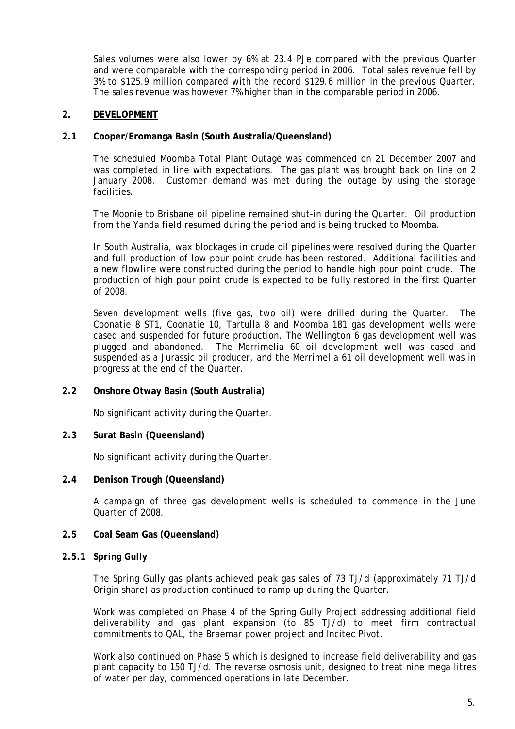Sales volumes were also lower by 6% at 23.4 PJe compared with the previous Quarter and were comparable with the corresponding period in 2006. Total sales revenue fell by 3% to $125.9 million compared with the record $129.6 million in the previous Quarter. The sales revenue was however 7% higher than in the comparable period in 2006.

## 2. DEVELOPMENT

### 2.1 Cooper/Eromanga Basin (South Australia/Queensland)

The scheduled Moomba Total Plant Outage was commenced on 21 December 2007 and was completed in line with expectations. The gas plant was brought back on line on 2 January 2008. Customer demand was met during the outage by using the storage facilities.

The Moonie to Brisbane oil pipeline remained shut-in during the Quarter. Oil production from the Yanda field resumed during the period and is being trucked to Moomba.

In South Australia, wax blockages in crude oil pipelines were resolved during the Quarter and full production of low pour point crude has been restored. Additional facilities and a new flowline were constructed during the period to handle high pour point crude. The production of high pour point crude is expected to be fully restored in the first Quarter of 2008.

Seven development wells (five gas, two oil) were drilled during the Quarter. The Coonatie 8 ST1, Coonatie 10, Tartulla 8 and Moomba 181 gas development wells were cased and suspended for future production. The Wellington 6 gas development well was plugged and abandoned. The Merrimelia 60 oil development well was cased and suspended as a Jurassic oil producer, and the Merrimelia 61 oil development well was in progress at the end of the Quarter.

### 2.2 Onshore Otway Basin (South Australia)

No significant activity during the Quarter.

### 2.3 Surat Basin (Queensland)

No significant activity during the Quarter.

### 2.4 Denison Trough (Queensland)

A campaign of three gas development wells is scheduled to commence in the June Quarter of 2008.

### 2.5 Coal Seam Gas (Queensland)

#### 2.5.1 *Spring Gully*

The Spring Gully gas plants achieved peak gas sales of 73 TJ/d (approximately 71 TJ/d Origin share) as production continued to ramp up during the Quarter.

Work was completed on Phase 4 of the Spring Gully Project addressing additional field deliverability and gas plant expansion (to 85 TJ/d) to meet firm contractual commitments to QAL, the Braemar power project and Incitec Pivot.

Work also continued on Phase 5 which is designed to increase field deliverability and gas plant capacity to 150 TJ/d. The reverse osmosis unit, designed to treat nine mega litres of water per day, commenced operations in late December.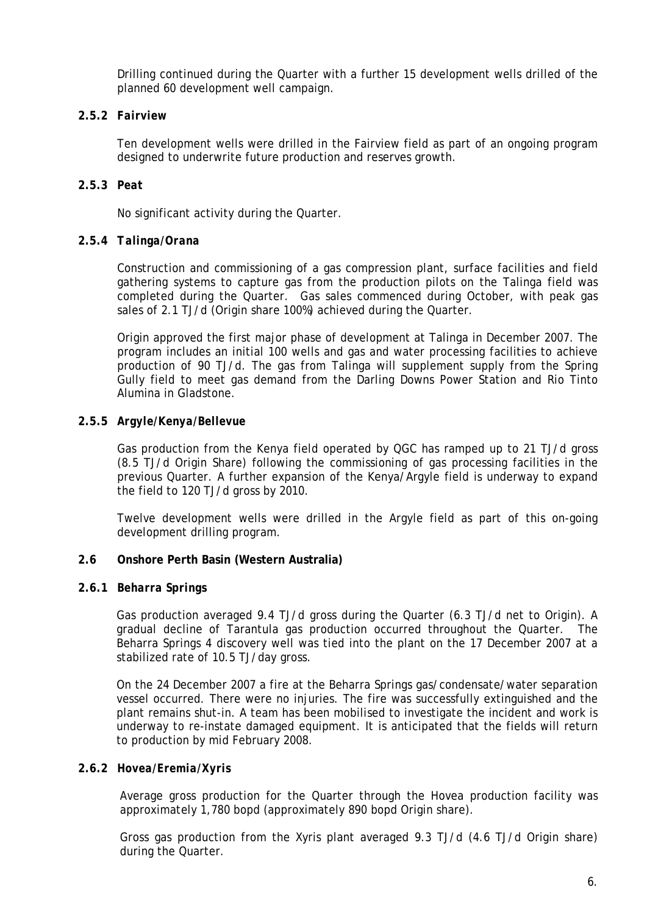Drilling continued during the Quarter with a further 15 development wells drilled of the planned 60 development well campaign.

#### *2.5.2 Fairview*

Ten development wells were drilled in the Fairview field as part of an ongoing program designed to underwrite future production and reserves growth.

#### *2.5.3 Peat*

No significant activity during the Quarter.

#### *2.5.4 Talinga/Orana*

Construction and commissioning of a gas compression plant, surface facilities and field gathering systems to capture gas from the production pilots on the Talinga field was completed during the Quarter. Gas sales commenced during October, with peak gas sales of 2.1 TJ/d (Origin share 100%) achieved during the Quarter.

Origin approved the first major phase of development at Talinga in December 2007. The program includes an initial 100 wells and gas and water processing facilities to achieve production of 90 TJ/d. The gas from Talinga will supplement supply from the Spring Gully field to meet gas demand from the Darling Downs Power Station and Rio Tinto Alumina in Gladstone.

#### *2.5.5 Argyle/Kenya/Bellevue*

Gas production from the Kenya field operated by QGC has ramped up to 21 TJ/d gross (8.5 TJ/d Origin Share) following the commissioning of gas processing facilities in the previous Quarter. A further expansion of the Kenya/Argyle field is underway to expand the field to 120 TJ/d gross by 2010.

Twelve development wells were drilled in the Argyle field as part of this on-going development drilling program.

### **2.6 Onshore Perth Basin (Western Australia)**

#### *2.6.1 Beharra Springs*

Gas production averaged 9.4 TJ/d gross during the Quarter (6.3 TJ/d net to Origin). A gradual decline of Tarantula gas production occurred throughout the Quarter. The Beharra Springs 4 discovery well was tied into the plant on the 17 December 2007 at a stabilized rate of 10.5 TJ/day gross.

On the 24 December 2007 a fire at the Beharra Springs gas/condensate/water separation vessel occurred. There were no injuries. The fire was successfully extinguished and the plant remains shut-in. A team has been mobilised to investigate the incident and work is underway to re-instate damaged equipment. It is anticipated that the fields will return to production by mid February 2008.

#### *2.6.2 Hovea/Eremia/Xyris*

Average gross production for the Quarter through the Hovea production facility was approximately 1,780 bopd (approximately 890 bopd Origin share).

Gross gas production from the Xyris plant averaged 9.3 TJ/d (4.6 TJ/d Origin share) during the Quarter.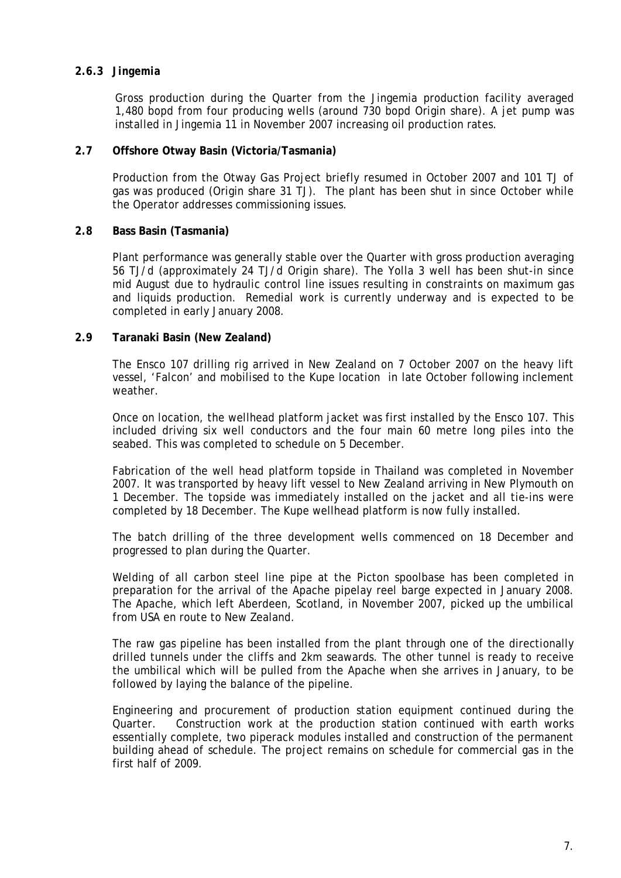#### 2.6.3 Jingemia

Gross production during the Quarter from the Jingemia production facility averaged 1,480 bopd from four producing wells (around 730 bopd Origin share). A jet pump was installed in Jingemia 11 in November 2007 increasing oil production rates.

### 2.7 Offshore Otway Basin (Victoria/Tasmania)

Production from the Otway Gas Project briefly resumed in October 2007 and 101 TJ of gas was produced (Origin share 31 TJ). The plant has been shut in since October while the Operator addresses commissioning issues.

### 2.8 Bass Basin (Tasmania)

Plant performance was generally stable over the Quarter with gross production averaging 56 TJ/d (approximately 24 TJ/d Origin share). The Yolla 3 well has been shut-in since mid August due to hydraulic control line issues resulting in constraints on maximum gas and liquids production. Remedial work is currently underway and is expected to be completed in early January 2008.

### 2.9 Taranaki Basin (New Zealand)

The Ensco 107 drilling rig arrived in New Zealand on 7 October 2007 on the heavy lift vessel, 'Falcon' and mobilised to the Kupe location in late October following inclement weather.

Once on location, the wellhead platform jacket was first installed by the Ensco 107. This included driving six well conductors and the four main 60 metre long piles into the seabed. This was completed to schedule on 5 December.

Fabrication of the well head platform topside in Thailand was completed in November 2007. It was transported by heavy lift vessel to New Zealand arriving in New Plymouth on 1 December. The topside was immediately installed on the jacket and all tie-ins were completed by 18 December. The Kupe wellhead platform is now fully installed.

The batch drilling of the three development wells commenced on 18 December and progressed to plan during the Quarter.

Welding of all carbon steel line pipe at the Picton spoolbase has been completed in preparation for the arrival of the Apache pipelay reel barge expected in January 2008. The Apache, which left Aberdeen, Scotland, in November 2007, picked up the umbilical from USA en route to New Zealand.

The raw gas pipeline has been installed from the plant through one of the directionally drilled tunnels under the cliffs and 2km seawards. The other tunnel is ready to receive the umbilical which will be pulled from the Apache when she arrives in January, to be followed by laying the balance of the pipeline.

Engineering and procurement of production station equipment continued during the Quarter. Construction work at the production station continued with earth works essentially complete, two piperack modules installed and construction of the permanent building ahead of schedule. The project remains on schedule for commercial gas in the first half of 2009.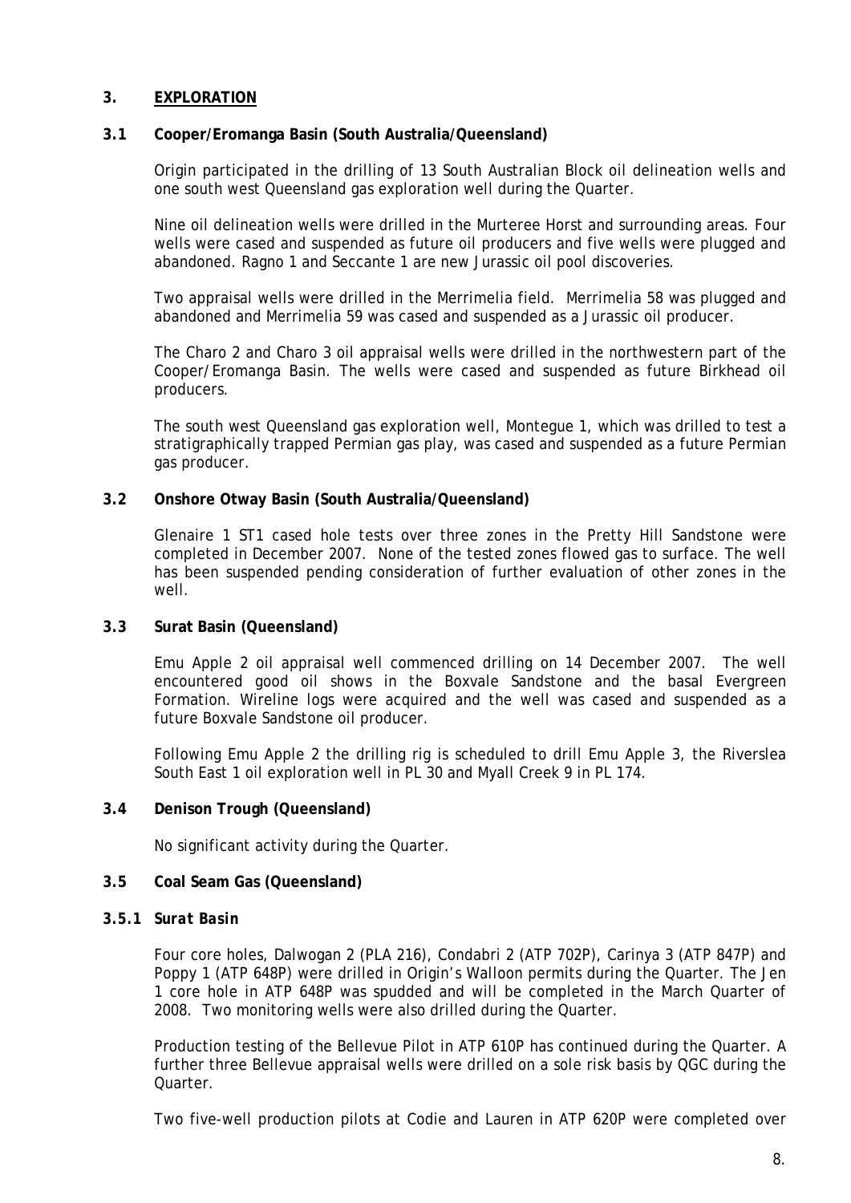## 3. EXPLORATION

### 3.1 Cooper/Eromanga Basin (South Australia/Queensland)

Origin participated in the drilling of 13 South Australian Block oil delineation wells and one south west Queensland gas exploration well during the Quarter.

Nine oil delineation wells were drilled in the Murteree Horst and surrounding areas. Four wells were cased and suspended as future oil producers and five wells were plugged and abandoned. Ragno 1 and Seccante 1 are new Jurassic oil pool discoveries.

Two appraisal wells were drilled in the Merrimelia field. Merrimelia 58 was plugged and abandoned and Merrimelia 59 was cased and suspended as a Jurassic oil producer.

The Charo 2 and Charo 3 oil appraisal wells were drilled in the northwestern part of the Cooper/Eromanga Basin. The wells were cased and suspended as future Birkhead oil producers.

The south west Queensland gas exploration well, Montegue 1, which was drilled to test a stratigraphically trapped Permian gas play, was cased and suspended as a future Permian gas producer.

### 3.2 Onshore Otway Basin (South Australia/Queensland)

Glenaire 1 ST1 cased hole tests over three zones in the Pretty Hill Sandstone were completed in December 2007. None of the tested zones flowed gas to surface. The well has been suspended pending consideration of further evaluation of other zones in the well.

### 3.3 Surat Basin (Queensland)

Emu Apple 2 oil appraisal well commenced drilling on 14 December 2007. The well encountered good oil shows in the Boxvale Sandstone and the basal Evergreen Formation. Wireline logs were acquired and the well was cased and suspended as a future Boxvale Sandstone oil producer.

Following Emu Apple 2 the drilling rig is scheduled to drill Emu Apple 3, the Riverslea South East 1 oil exploration well in PL 30 and Myall Creek 9 in PL 174.

### 3.4 Denison Trough (Queensland)

No significant activity during the Quarter.

### 3.5 Coal Seam Gas (Queensland)

#### *3.5.1 Surat Basin*

Four core holes, Dalwogan 2 (PLA 216), Condabri 2 (ATP 702P), Carinya 3 (ATP 847P) and Poppy 1 (ATP 648P) were drilled in Origin's Walloon permits during the Quarter. The Jen 1 core hole in ATP 648P was spudded and will be completed in the March Quarter of 2008. Two monitoring wells were also drilled during the Quarter.

Production testing of the Bellevue Pilot in ATP 610P has continued during the Quarter. A further three Bellevue appraisal wells were drilled on a sole risk basis by QGC during the Quarter.

Two five-well production pilots at Codie and Lauren in ATP 620P were completed over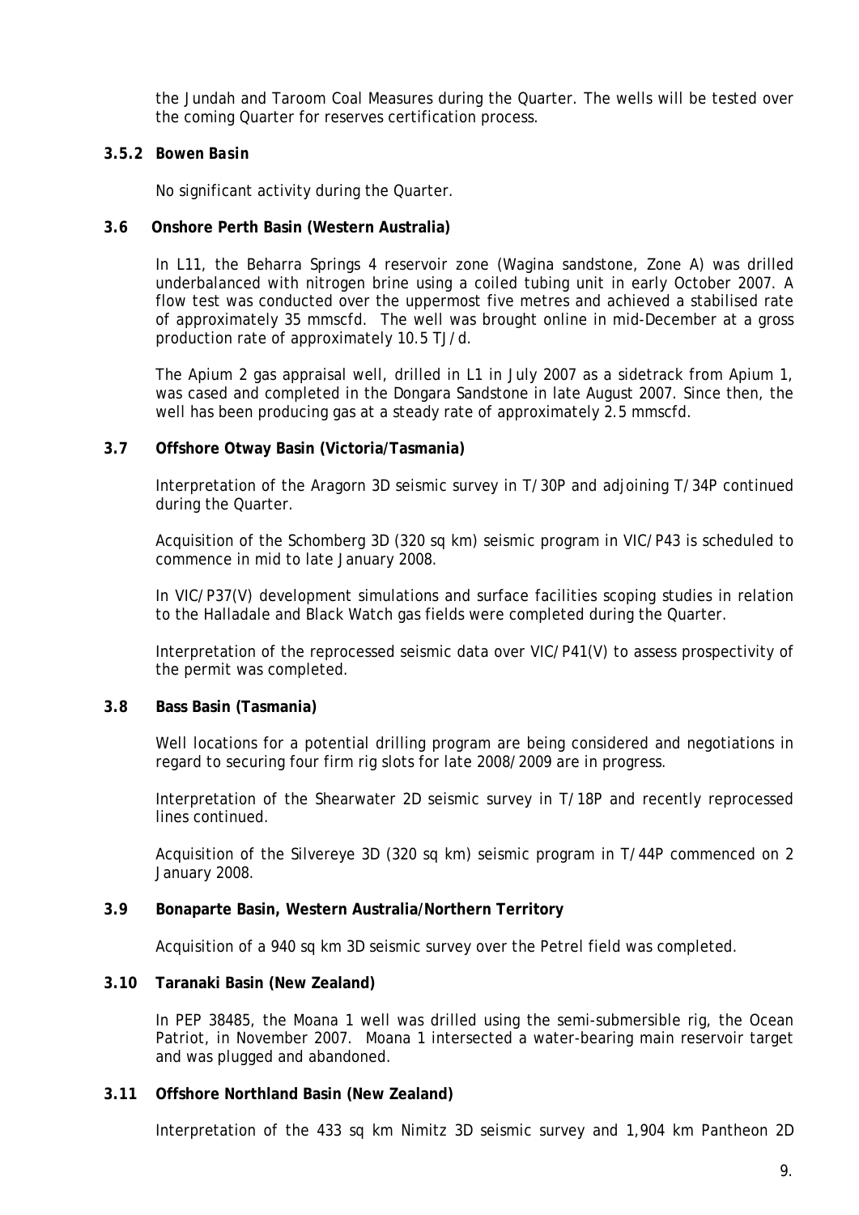the Jundah and Taroom Coal Measures during the Quarter. The wells will be tested over the coming Quarter for reserves certification process.

### 3.5.2 *Bowen Basin*

No significant activity during the Quarter.

### 3.6 Onshore Perth Basin (Western Australia)

In L11, the Beharra Springs 4 reservoir zone (Wagina sandstone, Zone A) was drilled underbalanced with nitrogen brine using a coiled tubing unit in early October 2007. A flow test was conducted over the uppermost five metres and achieved a stabilised rate of approximately 35 mmscfd. The well was brought online in mid-December at a gross production rate of approximately 10.5 TJ/d.

The Apium 2 gas appraisal well, drilled in L1 in July 2007 as a sidetrack from Apium 1, was cased and completed in the Dongara Sandstone in late August 2007. Since then, the well has been producing gas at a steady rate of approximately 2.5 mmscfd.

### 3.7 Offshore Otway Basin (Victoria/Tasmania)

Interpretation of the Aragorn 3D seismic survey in T/30P and adjoining T/34P continued during the Quarter.

Acquisition of the Schomberg 3D (320 sq km) seismic program in VIC/P43 is scheduled to commence in mid to late January 2008.

In VIC/P37(V) development simulations and surface facilities scoping studies in relation to the Halladale and Black Watch gas fields were completed during the Quarter.

Interpretation of the reprocessed seismic data over VIC/P41(V) to assess prospectivity of the permit was completed.

### 3.8 Bass Basin (Tasmania)

Well locations for a potential drilling program are being considered and negotiations in regard to securing four firm rig slots for late 2008/2009 are in progress.

Interpretation of the Shearwater 2D seismic survey in T/18P and recently reprocessed lines continued.

Acquisition of the Silvereye 3D (320 sq km) seismic program in T/44P commenced on 2 January 2008.

### 3.9 Bonaparte Basin, Western Australia/Northern Territory

Acquisition of a 940 sq km 3D seismic survey over the Petrel field was completed.

### 3.10 Taranaki Basin (New Zealand)

In PEP 38485, the Moana 1 well was drilled using the semi-submersible rig, the Ocean Patriot, in November 2007. Moana 1 intersected a water-bearing main reservoir target and was plugged and abandoned.

### 3.11 Offshore Northland Basin (New Zealand)

Interpretation of the 433 sq km Nimitz 3D seismic survey and 1,904 km Pantheon 2D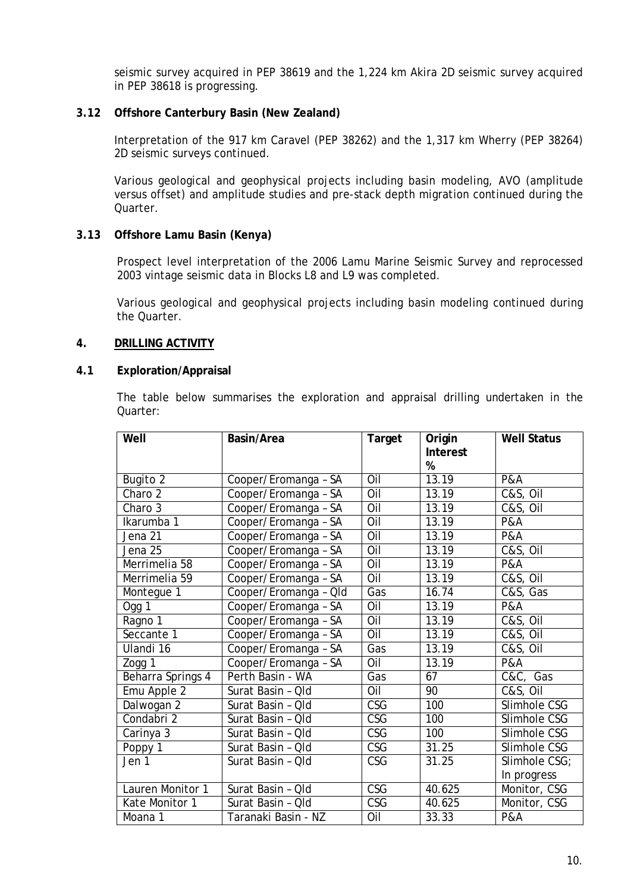seismic survey acquired in PEP 38619 and the 1,224 km Akira 2D seismic survey acquired in PEP 38618 is progressing.

### 3.12 Offshore Canterbury Basin (New Zealand)

Interpretation of the 917 km Caravel (PEP 38262) and the 1,317 km Wherry (PEP 38264) 2D seismic surveys continued.

Various geological and geophysical projects including basin modeling, AVO (amplitude versus offset) and amplitude studies and pre-stack depth migration continued during the Quarter.

### 3.13 Offshore Lamu Basin (Kenya)

Prospect level interpretation of the 2006 Lamu Marine Seismic Survey and reprocessed 2003 vintage seismic data in Blocks L8 and L9 was completed.

Various geological and geophysical projects including basin modeling continued during the Quarter.

## 4. DRILLING ACTIVITY

### 4.1 Exploration/Appraisal

The table below summarises the exploration and appraisal drilling undertaken in the Quarter:

| Well | Basin/Area | Target | Origin Interest % | Well Status |
|---|---|---|---|---|
| Bugito 2 | Cooper/Eromanga – SA | Oil | 13.19 | P&A |
| Charo 2 | Cooper/Eromanga – SA | Oil | 13.19 | C&S, Oil |
| Charo 3 | Cooper/Eromanga – SA | Oil | 13.19 | C&S, Oil |
| Ikarumba 1 | Cooper/Eromanga – SA | Oil | 13.19 | P&A |
| Jena 21 | Cooper/Eromanga – SA | Oil | 13.19 | P&A |
| Jena 25 | Cooper/Eromanga – SA | Oil | 13.19 | C&S, Oil |
| Merrimelia 58 | Cooper/Eromanga – SA | Oil | 13.19 | P&A |
| Merrimelia 59 | Cooper/Eromanga – SA | Oil | 13.19 | C&S, Oil |
| Montegue 1 | Cooper/Eromanga – Qld | Gas | 16.74 | C&S, Gas |
| Ogg 1 | Cooper/Eromanga – SA | Oil | 13.19 | P&A |
| Ragno 1 | Cooper/Eromanga – SA | Oil | 13.19 | C&S, Oil |
| Seccante 1 | Cooper/Eromanga – SA | Oil | 13.19 | C&S, Oil |
| Ulandi 16 | Cooper/Eromanga – SA | Gas | 13.19 | C&S, Oil |
| Zogg 1 | Cooper/Eromanga – SA | Oil | 13.19 | P&A |
| Beharra Springs 4 | Perth Basin - WA | Gas | 67 | C&C, Gas |
| Emu Apple 2 | Surat Basin – Qld | Oil | 90 | C&S, Oil |
| Dalwogan 2 | Surat Basin – Qld | CSG | 100 | Slimhole CSG |
| Condabri 2 | Surat Basin – Qld | CSG | 100 | Slimhole CSG |
| Carinya 3 | Surat Basin – Qld | CSG | 100 | Slimhole CSG |
| Poppy 1 | Surat Basin – Qld | CSG | 31.25 | Slimhole CSG |
| Jen 1 | Surat Basin – Qld | CSG | 31.25 | Slimhole CSG; In progress |
| Lauren Monitor 1 | Surat Basin – Qld | CSG | 40.625 | Monitor, CSG |
| Kate Monitor 1 | Surat Basin – Qld | CSG | 40.625 | Monitor, CSG |
| Moana 1 | Taranaki Basin - NZ | Oil | 33.33 | P&A |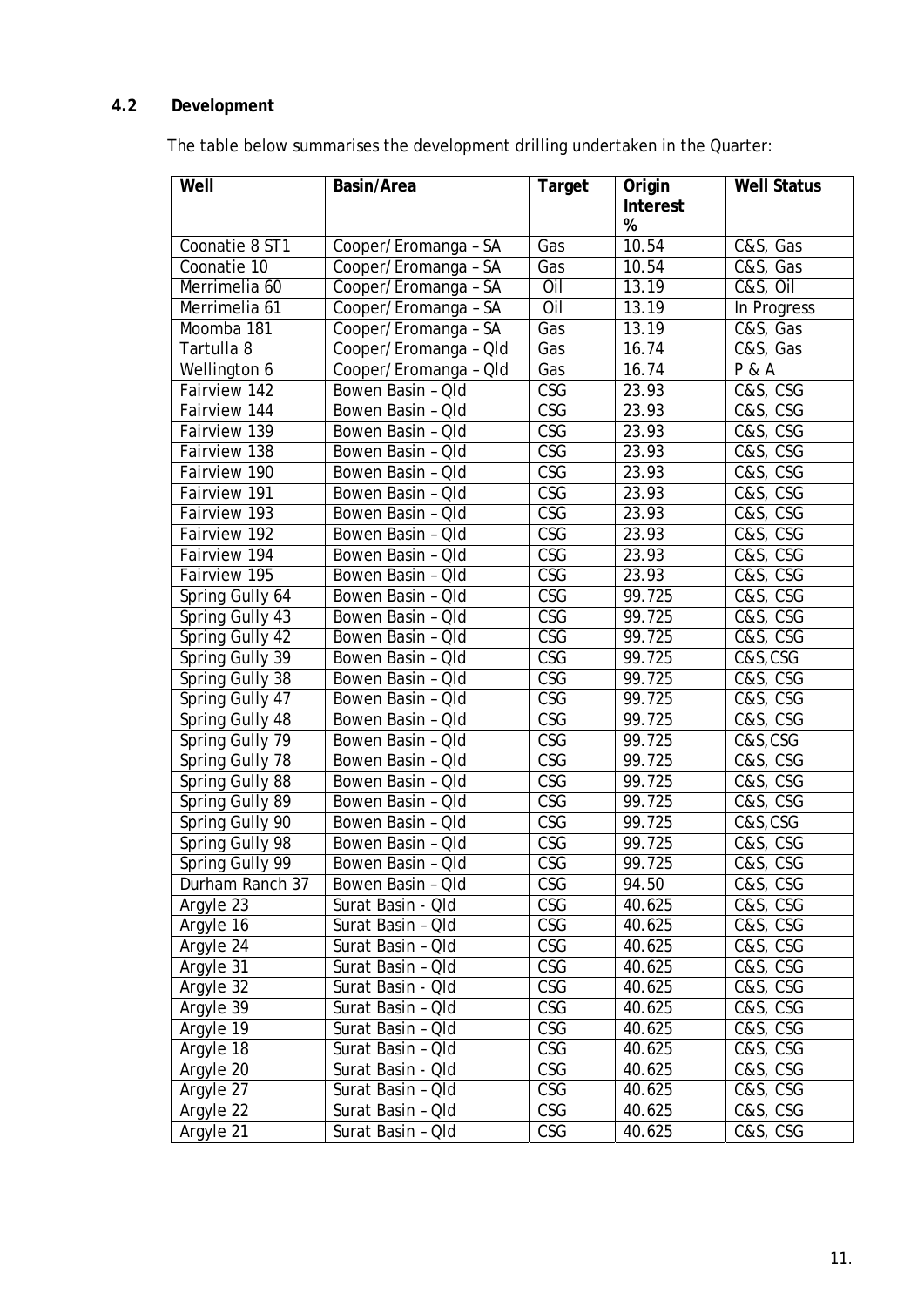## 4.2 Development

The table below summarises the development drilling undertaken in the Quarter:

| Well | Basin/Area | Target | Origin Interest % | Well Status |
|---|---|---|---|---|
| Coonatie 8 ST1 | Cooper/Eromanga – SA | Gas | 10.54 | C&S, Gas |
| Coonatie 10 | Cooper/Eromanga – SA | Gas | 10.54 | C&S, Gas |
| Merrimelia 60 | Cooper/Eromanga – SA | Oil | 13.19 | C&S, Oil |
| Merrimelia 61 | Cooper/Eromanga – SA | Oil | 13.19 | In Progress |
| Moomba 181 | Cooper/Eromanga – SA | Gas | 13.19 | C&S, Gas |
| Tartulla 8 | Cooper/Eromanga – Qld | Gas | 16.74 | C&S, Gas |
| Wellington 6 | Cooper/Eromanga – Qld | Gas | 16.74 | P & A |
| Fairview 142 | Bowen Basin – Qld | CSG | 23.93 | C&S, CSG |
| Fairview 144 | Bowen Basin – Qld | CSG | 23.93 | C&S, CSG |
| Fairview 139 | Bowen Basin – Qld | CSG | 23.93 | C&S, CSG |
| Fairview 138 | Bowen Basin – Qld | CSG | 23.93 | C&S, CSG |
| Fairview 190 | Bowen Basin – Qld | CSG | 23.93 | C&S, CSG |
| Fairview 191 | Bowen Basin – Qld | CSG | 23.93 | C&S, CSG |
| Fairview 193 | Bowen Basin – Qld | CSG | 23.93 | C&S, CSG |
| Fairview 192 | Bowen Basin – Qld | CSG | 23.93 | C&S, CSG |
| Fairview 194 | Bowen Basin – Qld | CSG | 23.93 | C&S, CSG |
| Fairview 195 | Bowen Basin – Qld | CSG | 23.93 | C&S, CSG |
| Spring Gully 64 | Bowen Basin – Qld | CSG | 99.725 | C&S, CSG |
| Spring Gully 43 | Bowen Basin – Qld | CSG | 99.725 | C&S, CSG |
| Spring Gully 42 | Bowen Basin – Qld | CSG | 99.725 | C&S, CSG |
| Spring Gully 39 | Bowen Basin – Qld | CSG | 99.725 | C&S,CSG |
| Spring Gully 38 | Bowen Basin – Qld | CSG | 99.725 | C&S, CSG |
| Spring Gully 47 | Bowen Basin – Qld | CSG | 99.725 | C&S, CSG |
| Spring Gully 48 | Bowen Basin – Qld | CSG | 99.725 | C&S, CSG |
| Spring Gully 79 | Bowen Basin – Qld | CSG | 99.725 | C&S,CSG |
| Spring Gully 78 | Bowen Basin – Qld | CSG | 99.725 | C&S, CSG |
| Spring Gully 88 | Bowen Basin – Qld | CSG | 99.725 | C&S, CSG |
| Spring Gully 89 | Bowen Basin – Qld | CSG | 99.725 | C&S, CSG |
| Spring Gully 90 | Bowen Basin – Qld | CSG | 99.725 | C&S,CSG |
| Spring Gully 98 | Bowen Basin – Qld | CSG | 99.725 | C&S, CSG |
| Spring Gully 99 | Bowen Basin – Qld | CSG | 99.725 | C&S, CSG |
| Durham Ranch 37 | Bowen Basin – Qld | CSG | 94.50 | C&S, CSG |
| Argyle 23 | Surat Basin - Qld | CSG | 40.625 | C&S, CSG |
| Argyle 16 | Surat Basin – Qld | CSG | 40.625 | C&S, CSG |
| Argyle 24 | Surat Basin – Qld | CSG | 40.625 | C&S, CSG |
| Argyle 31 | Surat Basin – Qld | CSG | 40.625 | C&S, CSG |
| Argyle 32 | Surat Basin - Qld | CSG | 40.625 | C&S, CSG |
| Argyle 39 | Surat Basin – Qld | CSG | 40.625 | C&S, CSG |
| Argyle 19 | Surat Basin – Qld | CSG | 40.625 | C&S, CSG |
| Argyle 18 | Surat Basin – Qld | CSG | 40.625 | C&S, CSG |
| Argyle 20 | Surat Basin - Qld | CSG | 40.625 | C&S, CSG |
| Argyle 27 | Surat Basin – Qld | CSG | 40.625 | C&S, CSG |
| Argyle 22 | Surat Basin – Qld | CSG | 40.625 | C&S, CSG |
| Argyle 21 | Surat Basin – Qld | CSG | 40.625 | C&S, CSG |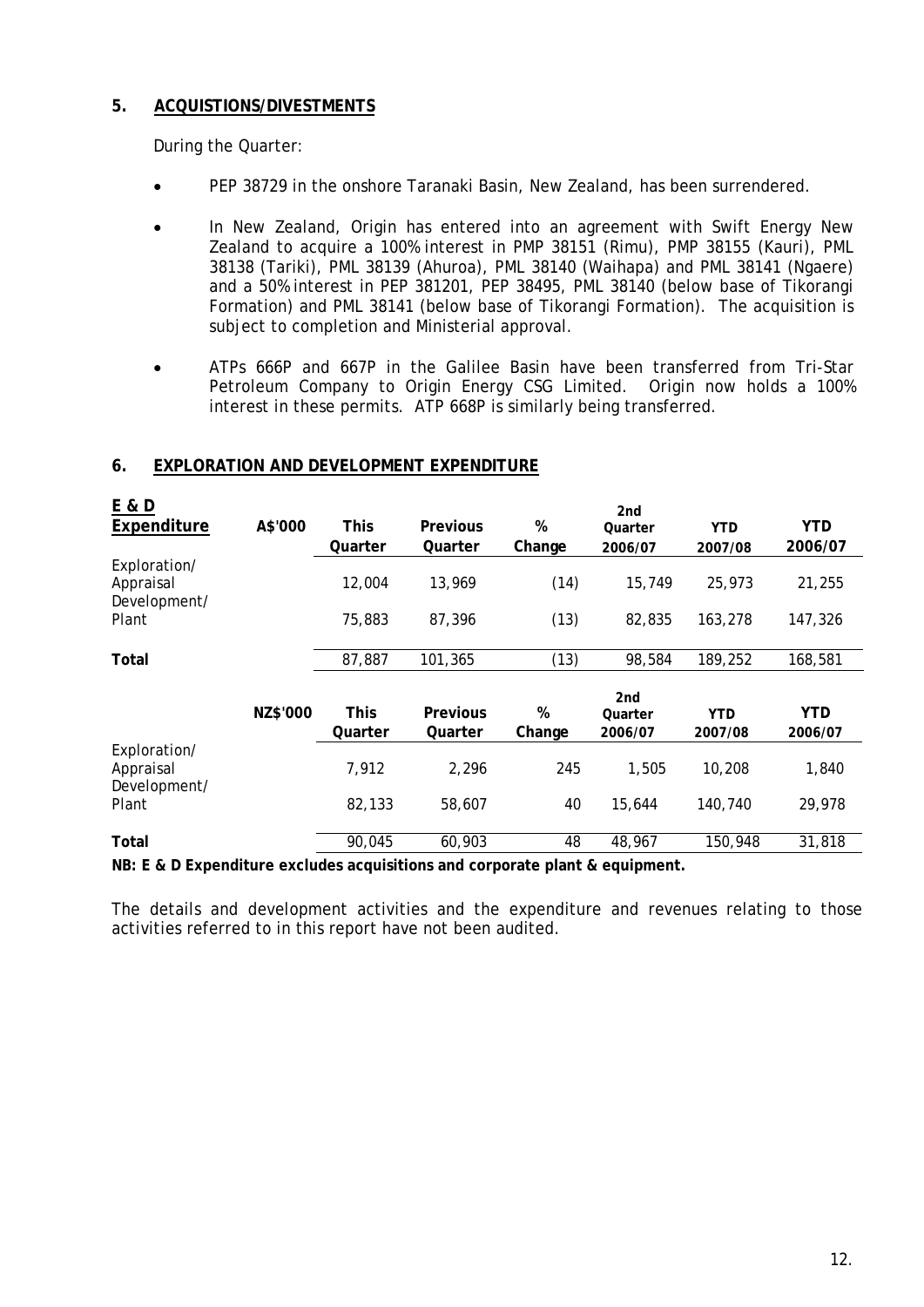## 5. ACQUISTIONS/DIVESTMENTS

During the Quarter:

- PEP 38729 in the onshore Taranaki Basin, New Zealand, has been surrendered.
- In New Zealand, Origin has entered into an agreement with Swift Energy New Zealand to acquire a 100% interest in PMP 38151 (Rimu), PMP 38155 (Kauri), PML 38138 (Tariki), PML 38139 (Ahuroa), PML 38140 (Waihapa) and PML 38141 (Ngaere) and a 50% interest in PEP 381201, PEP 38495, PML 38140 (below base of Tikorangi Formation) and PML 38141 (below base of Tikorangi Formation). The acquisition is subject to completion and Ministerial approval.
- ATPs 666P and 667P in the Galilee Basin have been transferred from Tri-Star Petroleum Company to Origin Energy CSG Limited. Origin now holds a 100% interest in these permits. ATP 668P is similarly being transferred.

## 6. EXPLORATION AND DEVELOPMENT EXPENDITURE

| **E & D Expenditure** | **A$'000** | **This Quarter** | **Previous Quarter** | **% Change** | **2nd Quarter 2006/07** | **YTD 2007/08** | **YTD 2006/07** |
|---|---|---|---|---|---|---|---|
| Exploration/ Appraisal | | 12,004 | 13,969 | (14) | 15,749 | 25,973 | 21,255 |
| Development/ Plant | | 75,883 | 87,396 | (13) | 82,835 | 163,278 | 147,326 |
| **Total** | | 87,887 | 101,365 | (13) | 98,584 | 189,252 | 168,581 |

| | **NZ$'000** | **This Quarter** | **Previous Quarter** | **% Change** | **2nd Quarter 2006/07** | **YTD 2007/08** | **YTD 2006/07** |
|---|---|---|---|---|---|---|---|
| Exploration/ Appraisal | | 7,912 | 2,296 | 245 | 1,505 | 10,208 | 1,840 |
| Development/ Plant | | 82,133 | 58,607 | 40 | 15,644 | 140,740 | 29,978 |
| **Total** | | 90,045 | 60,903 | 48 | 48,967 | 150,948 | 31,818 |

**NB: E & D Expenditure excludes acquisitions and corporate plant & equipment.**

The details and development activities and the expenditure and revenues relating to those activities referred to in this report have not been audited.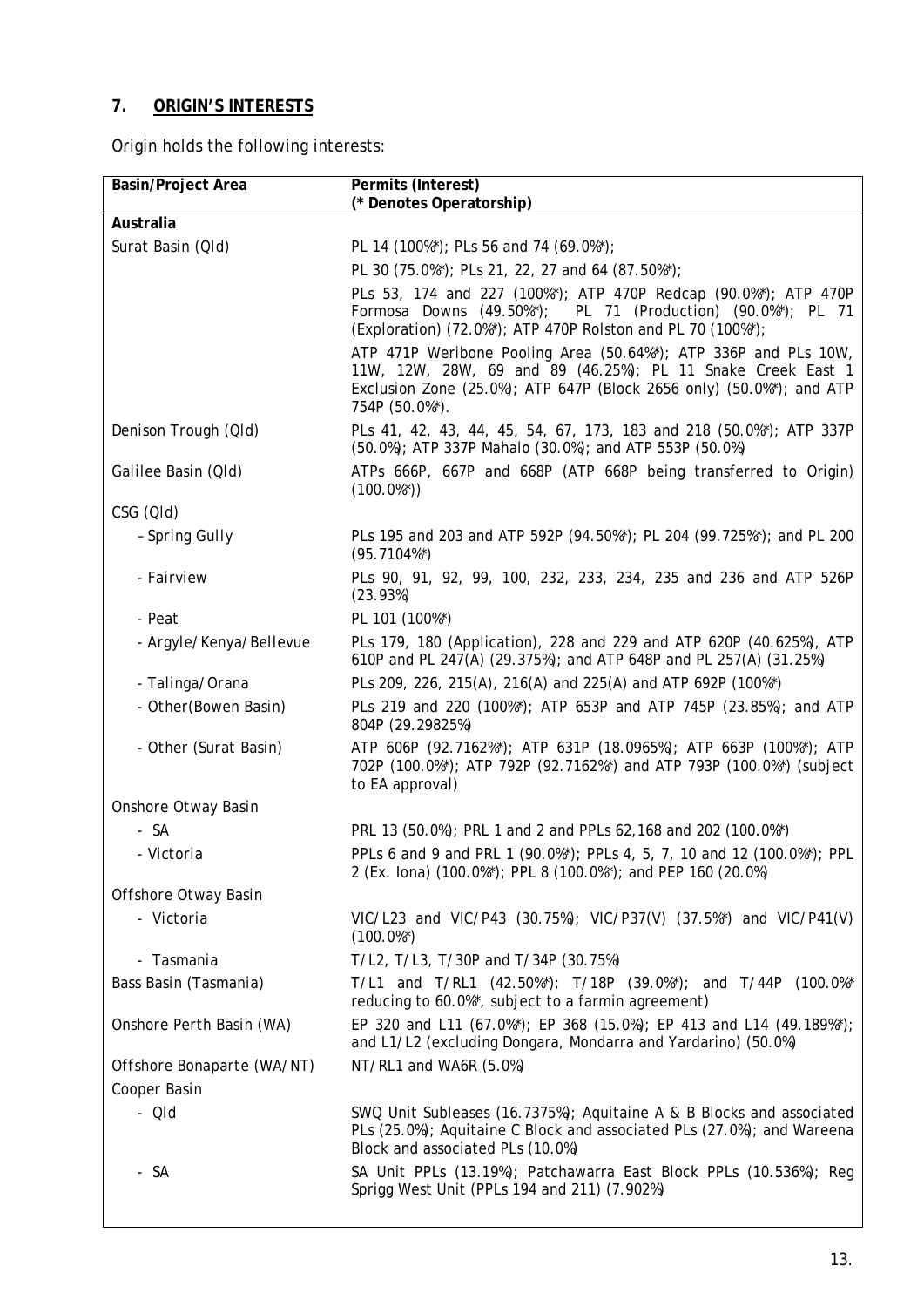## 7. ORIGIN'S INTERESTS

Origin holds the following interests:

| Basin/Project Area | Permits (Interest) (* Denotes Operatorship) |
|---|---|
| **Australia** | |
| Surat Basin (Qld) | PL 14 (100%*); PLs 56 and 74 (69.0%*); |
| | PL 30 (75.0%*); PLs 21, 22, 27 and 64 (87.50%*); |
| | PLs 53, 174 and 227 (100%*); ATP 470P Redcap (90.0%*); ATP 470P Formosa Downs (49.50%*); PL 71 (Production) (90.0%*); PL 71 (Exploration) (72.0%*); ATP 470P Rolston and PL 70 (100%*); |
| | ATP 471P Weribone Pooling Area (50.64%*); ATP 336P and PLs 10W, 11W, 12W, 28W, 69 and 89 (46.25%); PL 11 Snake Creek East 1 Exclusion Zone (25.0%); ATP 647P (Block 2656 only) (50.0%*); and ATP 754P (50.0%*). |
| Denison Trough (Qld) | PLs 41, 42, 43, 44, 45, 54, 67, 173, 183 and 218 (50.0%*); ATP 337P (50.0%); ATP 337P Mahalo (30.0%); and ATP 553P (50.0%) |
| Galilee Basin (Qld) | ATPs 666P, 667P and 668P (ATP 668P being transferred to Origin) (100.0%*)) |
| CSG (Qld) | |
| – Spring Gully | PLs 195 and 203 and ATP 592P (94.50%*); PL 204 (99.725%*); and PL 200 (95.7104%*) |
| - Fairview | PLs 90, 91, 92, 99, 100, 232, 233, 234, 235 and 236 and ATP 526P (23.93%) |
| - Peat | PL 101 (100%*) |
| - Argyle/Kenya/Bellevue | PLs 179, 180 (Application), 228 and 229 and ATP 620P (40.625%), ATP 610P and PL 247(A) (29.375%); and ATP 648P and PL 257(A) (31.25%) |
| - Talinga/Orana | PLs 209, 226, 215(A), 216(A) and 225(A) and ATP 692P (100%*) |
| - Other(Bowen Basin) | PLs 219 and 220 (100%*); ATP 653P and ATP 745P (23.85%); and ATP 804P (29.29825%) |
| - Other (Surat Basin) | ATP 606P (92.7162%*); ATP 631P (18.0965%); ATP 663P (100%*); ATP 702P (100.0%*); ATP 792P (92.7162%*) and ATP 793P (100.0%*) (subject to EA approval) |
| Onshore Otway Basin | |
| - SA | PRL 13 (50.0%); PRL 1 and 2 and PPLs 62,168 and 202 (100.0%*) |
| - Victoria | PPLs 6 and 9 and PRL 1 (90.0%*); PPLs 4, 5, 7, 10 and 12 (100.0%*); PPL 2 (Ex. Iona) (100.0%*); PPL 8 (100.0%*); and PEP 160 (20.0%) |
| Offshore Otway Basin | |
| - Victoria | VIC/L23 and VIC/P43 (30.75%); VIC/P37(V) (37.5%*) and VIC/P41(V) (100.0%*) |
| - Tasmania | T/L2, T/L3, T/30P and T/34P (30.75%) |
| Bass Basin (Tasmania) | T/L1 and T/RL1 (42.50%*); T/18P (39.0%*); and T/44P (100.0%* reducing to 60.0%*, subject to a farmin agreement) |
| Onshore Perth Basin (WA) | EP 320 and L11 (67.0%*); EP 368 (15.0%); EP 413 and L14 (49.189%*); and L1/L2 (excluding Dongara, Mondarra and Yardarino) (50.0%) |
| Offshore Bonaparte (WA/NT) | NT/RL1 and WA6R (5.0%) |
| Cooper Basin | |
| - Qld | SWQ Unit Subleases (16.7375%); Aquitaine A & B Blocks and associated PLs (25.0%); Aquitaine C Block and associated PLs (27.0%); and Wareena Block and associated PLs (10.0%) |
| - SA | SA Unit PPLs (13.19%); Patchawarra East Block PPLs (10.536%); Reg Sprigg West Unit (PPLs 194 and 211) (7.902%) |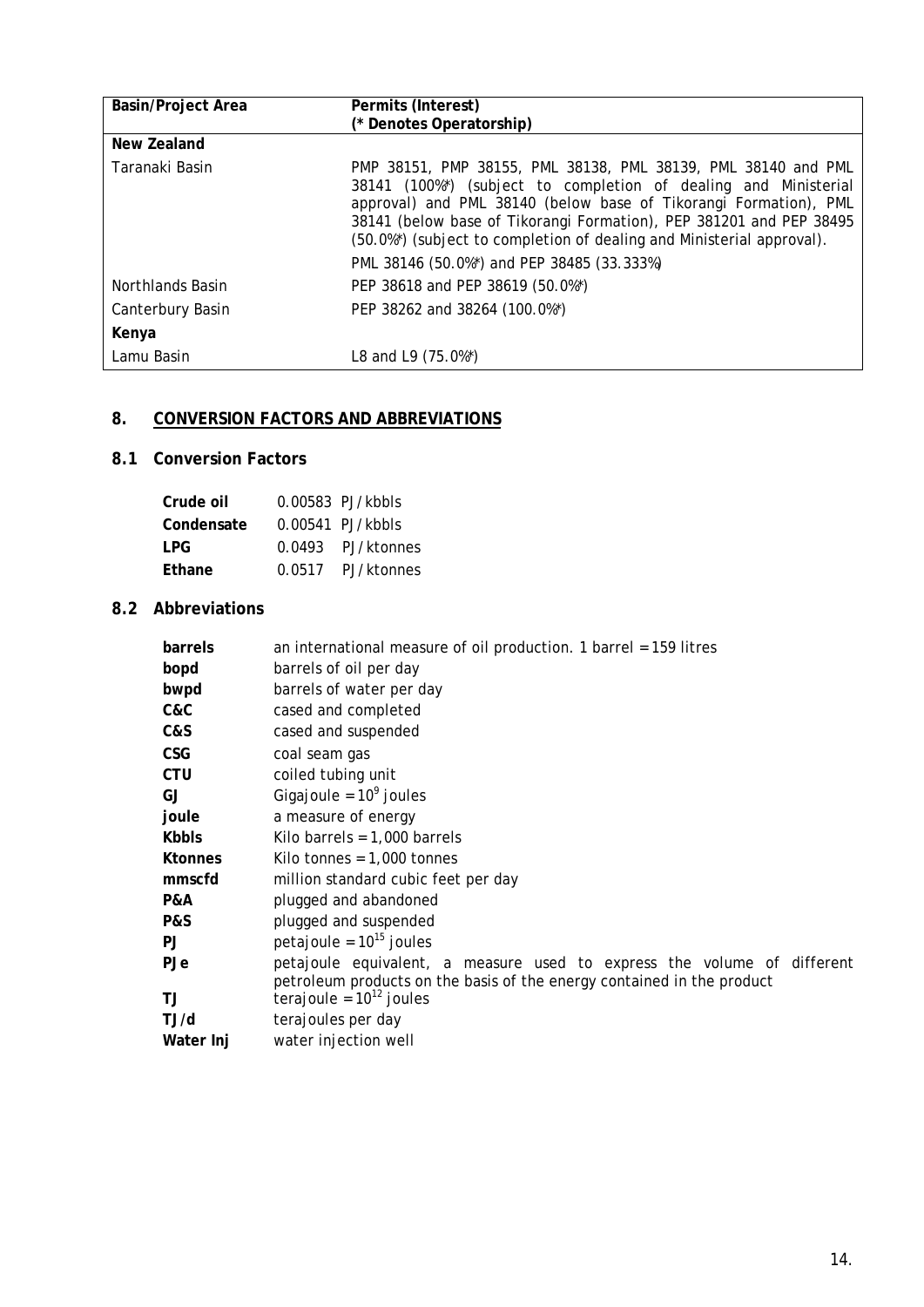| Basin/Project Area | Permits (Interest) (* Denotes Operatorship) |
|---|---|
| **New Zealand** | |
| Taranaki Basin | PMP 38151, PMP 38155, PML 38138, PML 38139, PML 38140 and PML 38141 (100%*) (subject to completion of dealing and Ministerial approval) and PML 38140 (below base of Tikorangi Formation), PML 38141 (below base of Tikorangi Formation), PEP 381201 and PEP 38495 (50.0%*) (subject to completion of dealing and Ministerial approval). |
| | PML 38146 (50.0%*) and PEP 38485 (33.333%) |
| Northlands Basin | PEP 38618 and PEP 38619 (50.0%*) |
| Canterbury Basin | PEP 38262 and 38264 (100.0%*) |
| **Kenya** | |
| Lamu Basin | L8 and L9 (75.0%*) |

## 8. CONVERSION FACTORS AND ABBREVIATIONS

### 8.1 Conversion Factors

| | | |
|---|---|---|
| **Crude oil** | 0.00583 | PJ/kbbls |
| **Condensate** | 0.00541 | PJ/kbbls |
| **LPG** | 0.0493 | PJ/ktonnes |
| **Ethane** | 0.0517 | PJ/ktonnes |

### 8.2 Abbreviations

| | |
|---|---|
| **barrels** | an international measure of oil production. 1 barrel = 159 litres |
| **bopd** | barrels of oil per day |
| **bwpd** | barrels of water per day |
| **C&C** | cased and completed |
| **C&S** | cased and suspended |
| **CSG** | coal seam gas |
| **CTU** | coiled tubing unit |
| **GJ** | Gigajoule = $10^9$ joules |
| **joule** | a measure of energy |
| **Kbbls** | Kilo barrels = 1,000 barrels |
| **Ktonnes** | Kilo tonnes = 1,000 tonnes |
| **mmscfd** | million standard cubic feet per day |
| **P&A** | plugged and abandoned |
| **P&S** | plugged and suspended |
| **PJ** | petajoule = $10^{15}$ joules |
| **PJe** | petajoule equivalent, a measure used to express the volume of different petroleum products on the basis of the energy contained in the product |
| **TJ** | terajoule = $10^{12}$ joules |
| **TJ/d** | terajoules per day |
| **Water Inj** | water injection well |